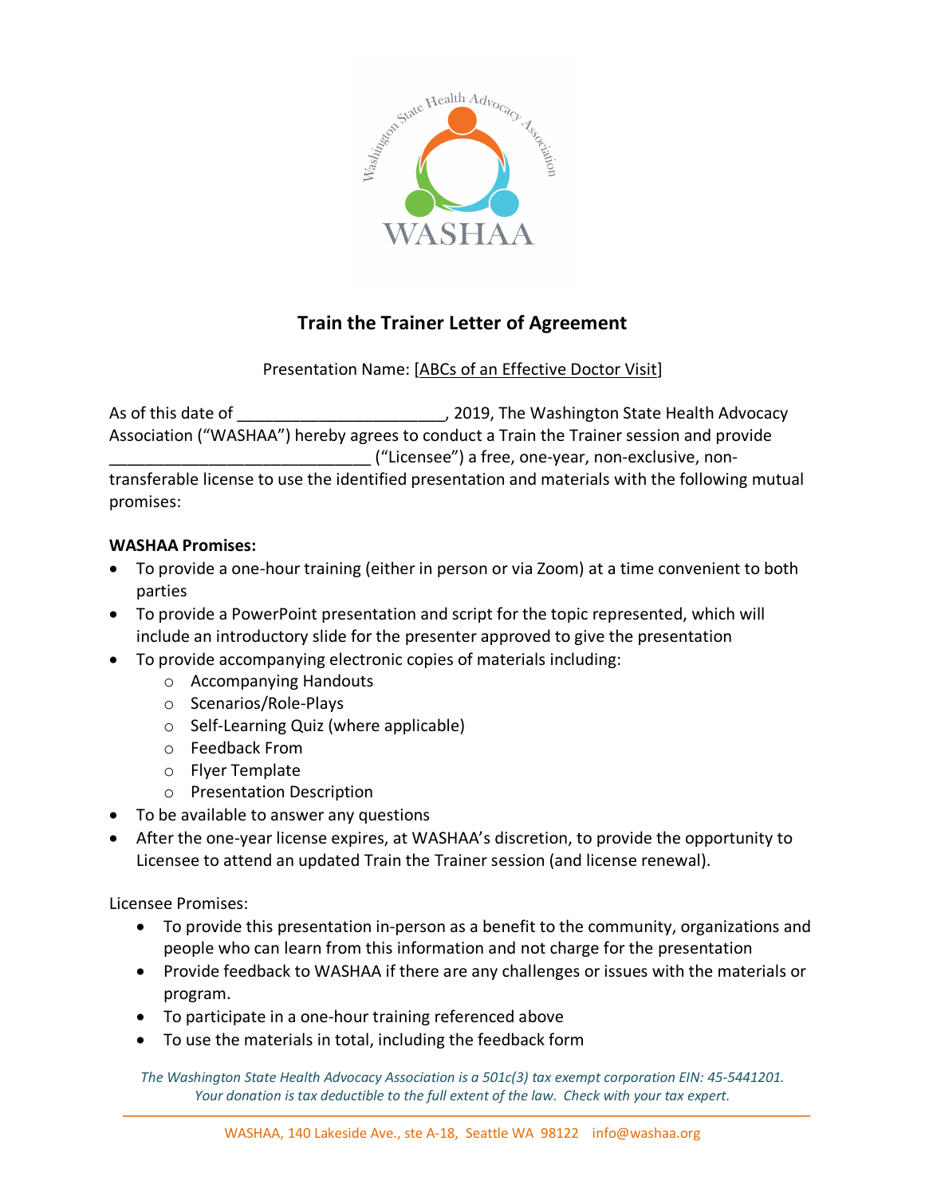# Train the Trainer Letter of Agreement

Presentation Name: [ABCs of an Effective Doctor Visit]

As of this date of ______________________, 2019, The Washington State Health Advocacy Association ("WASHAA") hereby agrees to conduct a Train the Trainer session and provide ____________________________ ("Licensee") a free, one-year, non-exclusive, non-transferable license to use the identified presentation and materials with the following mutual promises:

**WASHAA Promises:**

- To provide a one-hour training (either in person or via Zoom) at a time convenient to both parties
- To provide a PowerPoint presentation and script for the topic represented, which will include an introductory slide for the presenter approved to give the presentation
- To provide accompanying electronic copies of materials including:
  - Accompanying Handouts
  - Scenarios/Role-Plays
  - Self-Learning Quiz (where applicable)
  - Feedback From
  - Flyer Template
  - Presentation Description
- To be available to answer any questions
- After the one-year license expires, at WASHAA's discretion, to provide the opportunity to Licensee to attend an updated Train the Trainer session (and license renewal).

Licensee Promises:

- To provide this presentation in-person as a benefit to the community, organizations and people who can learn from this information and not charge for the presentation
- Provide feedback to WASHAA if there are any challenges or issues with the materials or program.
- To participate in a one-hour training referenced above
- To use the materials in total, including the feedback form

*The Washington State Health Advocacy Association is a 501c(3) tax exempt corporation EIN: 45-5441201. Your donation is tax deductible to the full extent of the law. Check with your tax expert.*

WASHAA, 140 Lakeside Ave., ste A-18, Seattle WA 98122 info@washaa.org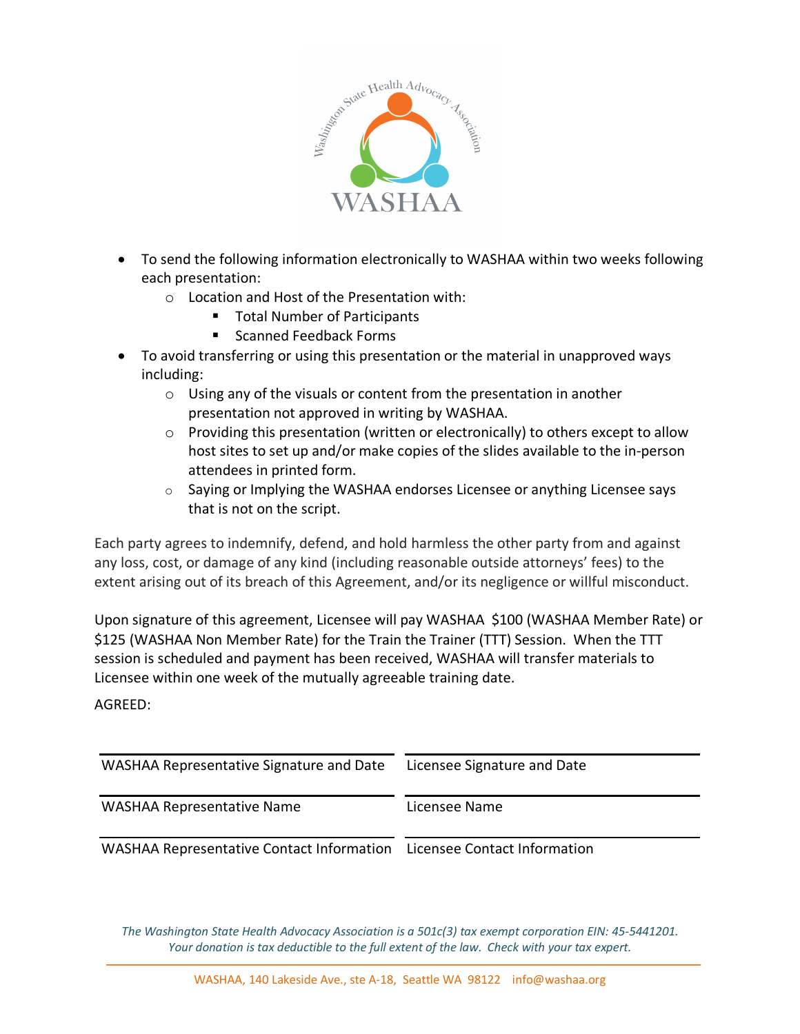- To send the following information electronically to WASHAA within two weeks following each presentation:
    - Location and Host of the Presentation with:
        - Total Number of Participants
        - Scanned Feedback Forms
- To avoid transferring or using this presentation or the material in unapproved ways including:
    - Using any of the visuals or content from the presentation in another presentation not approved in writing by WASHAA.
    - Providing this presentation (written or electronically) to others except to allow host sites to set up and/or make copies of the slides available to the in-person attendees in printed form.
    - Saying or Implying the WASHAA endorses Licensee or anything Licensee says that is not on the script.

Each party agrees to indemnify, defend, and hold harmless the other party from and against any loss, cost, or damage of any kind (including reasonable outside attorneys' fees) to the extent arising out of its breach of this Agreement, and/or its negligence or willful misconduct.

Upon signature of this agreement, Licensee will pay WASHAA $100 (WASHAA Member Rate) or $125 (WASHAA Non Member Rate) for the Train the Trainer (TTT) Session. When the TTT session is scheduled and payment has been received, WASHAA will transfer materials to Licensee within one week of the mutually agreeable training date.

AGREED:

| | |
|---|---|
| WASHAA Representative Signature and Date | Licensee Signature and Date |
| WASHAA Representative Name | Licensee Name |
| WASHAA Representative Contact Information | Licensee Contact Information |

*The Washington State Health Advocacy Association is a 501c(3) tax exempt corporation EIN: 45-5441201. Your donation is tax deductible to the full extent of the law. Check with your tax expert.*

WASHAA, 140 Lakeside Ave., ste A-18, Seattle WA 98122 info@washaa.org